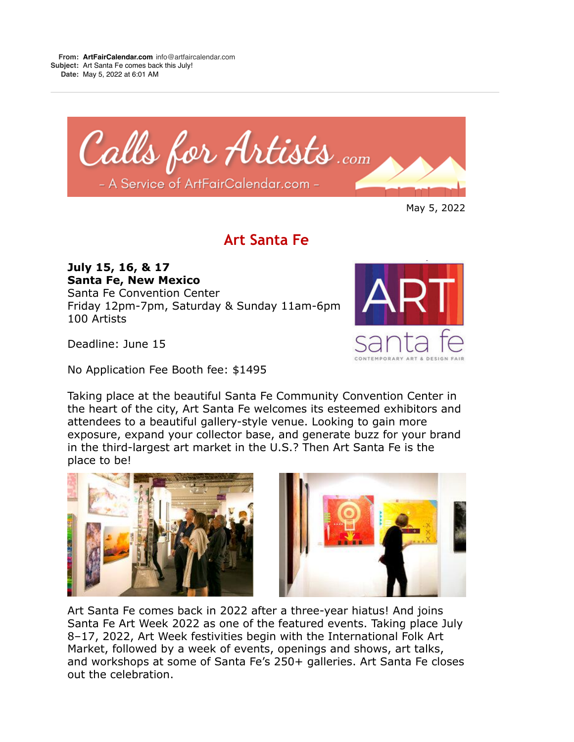**From:** **ArtFairCalendar.com** info@artfaircalendar.com
**Subject:** Art Santa Fe comes back this July!
**Date:** May 5, 2022 at 6:01 AM

Calls for Artists.com
– A Service of ArtFairCalendar.com –

May 5, 2022

# Art Santa Fe

**July 15, 16, & 17**
**Santa Fe, New Mexico**
Santa Fe Convention Center
Friday 12pm-7pm, Saturday & Sunday 11am-6pm
100 Artists

Deadline: June 15

No Application Fee Booth fee: $1495

Taking place at the beautiful Santa Fe Community Convention Center in the heart of the city, Art Santa Fe welcomes its esteemed exhibitors and attendees to a beautiful gallery-style venue. Looking to gain more exposure, expand your collector base, and generate buzz for your brand in the third-largest art market in the U.S.? Then Art Santa Fe is the place to be!

Art Santa Fe comes back in 2022 after a three-year hiatus! And joins Santa Fe Art Week 2022 as one of the featured events. Taking place July 8–17, 2022, Art Week festivities begin with the International Folk Art Market, followed by a week of events, openings and shows, art talks, and workshops at some of Santa Fe's 250+ galleries. Art Santa Fe closes out the celebration.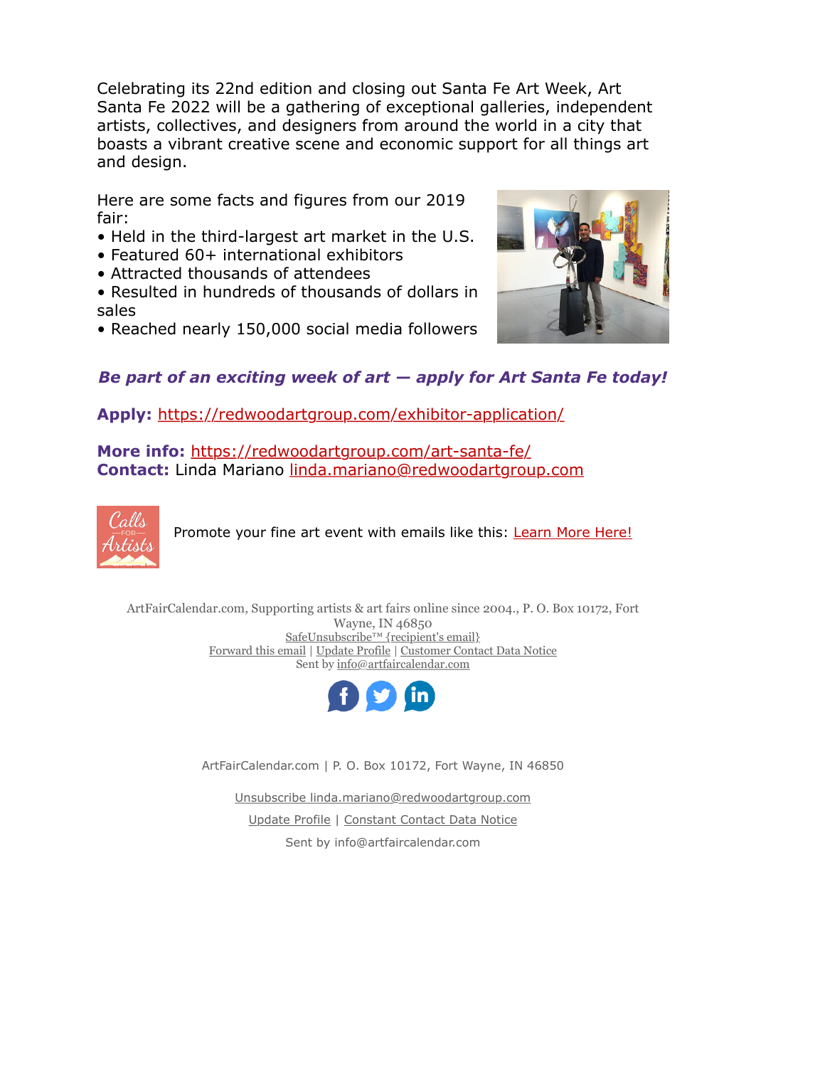Celebrating its 22nd edition and closing out Santa Fe Art Week, Art Santa Fe 2022 will be a gathering of exceptional galleries, independent artists, collectives, and designers from around the world in a city that boasts a vibrant creative scene and economic support for all things art and design.

Here are some facts and figures from our 2019 fair:

- Held in the third-largest art market in the U.S.
- Featured 60+ international exhibitors
- Attracted thousands of attendees
- Resulted in hundreds of thousands of dollars in sales
- Reached nearly 150,000 social media followers

***Be part of an exciting week of art — apply for Art Santa Fe today!***

**Apply:** https://redwoodartgroup.com/exhibitor-application/

**More info:** https://redwoodartgroup.com/art-santa-fe/
**Contact:** Linda Mariano linda.mariano@redwoodartgroup.com

Promote your fine art event with emails like this: Learn More Here!

ArtFairCalendar.com, Supporting artists & art fairs online since 2004., P. O. Box 10172, Fort Wayne, IN 46850
SafeUnsubscribe™ {recipient's email}
Forward this email | Update Profile | Customer Contact Data Notice
Sent by info@artfaircalendar.com

ArtFairCalendar.com | P. O. Box 10172, Fort Wayne, IN 46850

Unsubscribe linda.mariano@redwoodartgroup.com

Update Profile | Constant Contact Data Notice

Sent by info@artfaircalendar.com